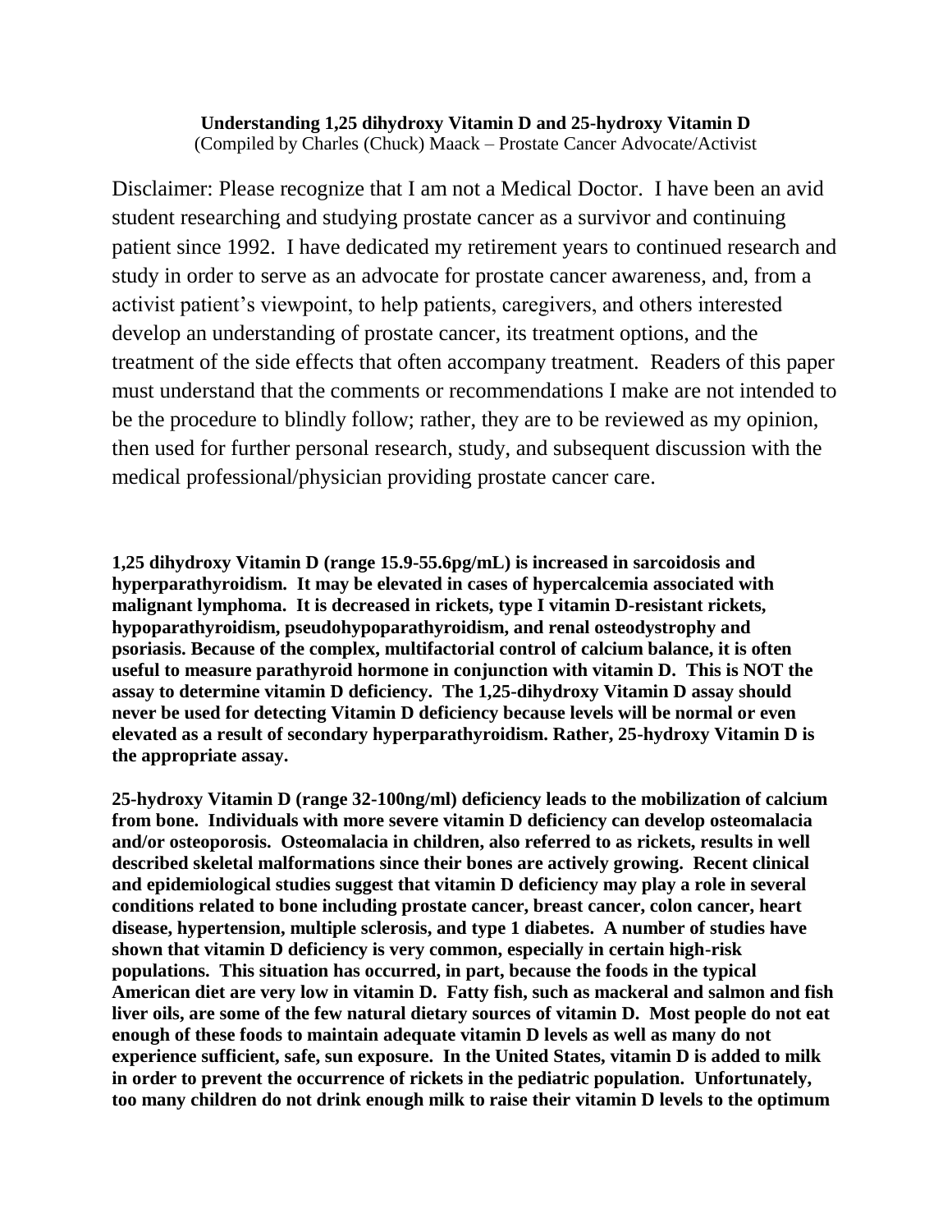**Understanding 1,25 dihydroxy Vitamin D and 25-hydroxy Vitamin D**
(Compiled by Charles (Chuck) Maack – Prostate Cancer Advocate/Activist

Disclaimer: Please recognize that I am not a Medical Doctor. I have been an avid student researching and studying prostate cancer as a survivor and continuing patient since 1992. I have dedicated my retirement years to continued research and study in order to serve as an advocate for prostate cancer awareness, and, from a activist patient's viewpoint, to help patients, caregivers, and others interested develop an understanding of prostate cancer, its treatment options, and the treatment of the side effects that often accompany treatment. Readers of this paper must understand that the comments or recommendations I make are not intended to be the procedure to blindly follow; rather, they are to be reviewed as my opinion, then used for further personal research, study, and subsequent discussion with the medical professional/physician providing prostate cancer care.

**1,25 dihydroxy Vitamin D (range 15.9-55.6pg/mL) is increased in sarcoidosis and hyperparathyroidism. It may be elevated in cases of hypercalcemia associated with malignant lymphoma. It is decreased in rickets, type I vitamin D-resistant rickets, hypoparathyroidism, pseudohypoparathyroidism, and renal osteodystrophy and psoriasis. Because of the complex, multifactorial control of calcium balance, it is often useful to measure parathyroid hormone in conjunction with vitamin D. This is NOT the assay to determine vitamin D deficiency. The 1,25-dihydroxy Vitamin D assay should never be used for detecting Vitamin D deficiency because levels will be normal or even elevated as a result of secondary hyperparathyroidism. Rather, 25-hydroxy Vitamin D is the appropriate assay.**

**25-hydroxy Vitamin D (range 32-100ng/ml) deficiency leads to the mobilization of calcium from bone. Individuals with more severe vitamin D deficiency can develop osteomalacia and/or osteoporosis. Osteomalacia in children, also referred to as rickets, results in well described skeletal malformations since their bones are actively growing. Recent clinical and epidemiological studies suggest that vitamin D deficiency may play a role in several conditions related to bone including prostate cancer, breast cancer, colon cancer, heart disease, hypertension, multiple sclerosis, and type 1 diabetes. A number of studies have shown that vitamin D deficiency is very common, especially in certain high-risk populations. This situation has occurred, in part, because the foods in the typical American diet are very low in vitamin D. Fatty fish, such as mackeral and salmon and fish liver oils, are some of the few natural dietary sources of vitamin D. Most people do not eat enough of these foods to maintain adequate vitamin D levels as well as many do not experience sufficient, safe, sun exposure. In the United States, vitamin D is added to milk in order to prevent the occurrence of rickets in the pediatric population. Unfortunately, too many children do not drink enough milk to raise their vitamin D levels to the optimum**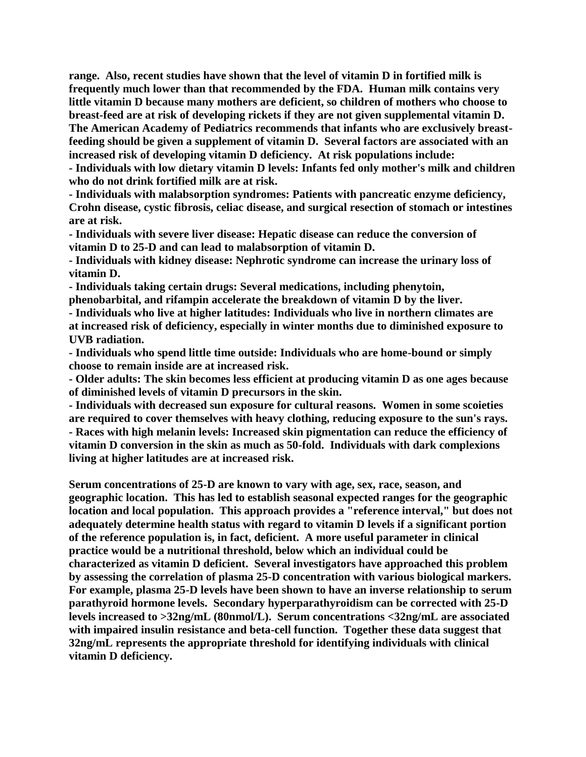**range. Also, recent studies have shown that the level of vitamin D in fortified milk is frequently much lower than that recommended by the FDA. Human milk contains very little vitamin D because many mothers are deficient, so children of mothers who choose to breast-feed are at risk of developing rickets if they are not given supplemental vitamin D. The American Academy of Pediatrics recommends that infants who are exclusively breast-feeding should be given a supplement of vitamin D. Several factors are associated with an increased risk of developing vitamin D deficiency. At risk populations include:**

**- Individuals with low dietary vitamin D levels: Infants fed only mother's milk and children who do not drink fortified milk are at risk.**

**- Individuals with malabsorption syndromes: Patients with pancreatic enzyme deficiency, Crohn disease, cystic fibrosis, celiac disease, and surgical resection of stomach or intestines are at risk.**

**- Individuals with severe liver disease: Hepatic disease can reduce the conversion of vitamin D to 25-D and can lead to malabsorption of vitamin D.**

**- Individuals with kidney disease: Nephrotic syndrome can increase the urinary loss of vitamin D.**

**- Individuals taking certain drugs: Several medications, including phenytoin, phenobarbital, and rifampin accelerate the breakdown of vitamin D by the liver.**

**- Individuals who live at higher latitudes: Individuals who live in northern climates are at increased risk of deficiency, especially in winter months due to diminished exposure to UVB radiation.**

**- Individuals who spend little time outside: Individuals who are home-bound or simply choose to remain inside are at increased risk.**

**- Older adults: The skin becomes less efficient at producing vitamin D as one ages because of diminished levels of vitamin D precursors in the skin.**

**- Individuals with decreased sun exposure for cultural reasons. Women in some scoieties are required to cover themselves with heavy clothing, reducing exposure to the sun's rays.**

**- Races with high melanin levels: Increased skin pigmentation can reduce the efficiency of vitamin D conversion in the skin as much as 50-fold. Individuals with dark complexions living at higher latitudes are at increased risk.**

**Serum concentrations of 25-D are known to vary with age, sex, race, season, and geographic location. This has led to establish seasonal expected ranges for the geographic location and local population. This approach provides a "reference interval," but does not adequately determine health status with regard to vitamin D levels if a significant portion of the reference population is, in fact, deficient. A more useful parameter in clinical practice would be a nutritional threshold, below which an individual could be characterized as vitamin D deficient. Several investigators have approached this problem by assessing the correlation of plasma 25-D concentration with various biological markers. For example, plasma 25-D levels have been shown to have an inverse relationship to serum parathyroid hormone levels. Secondary hyperparathyroidism can be corrected with 25-D levels increased to >32ng/mL (80nmol/L). Serum concentrations <32ng/mL are associated with impaired insulin resistance and beta-cell function. Together these data suggest that 32ng/mL represents the appropriate threshold for identifying individuals with clinical vitamin D deficiency.**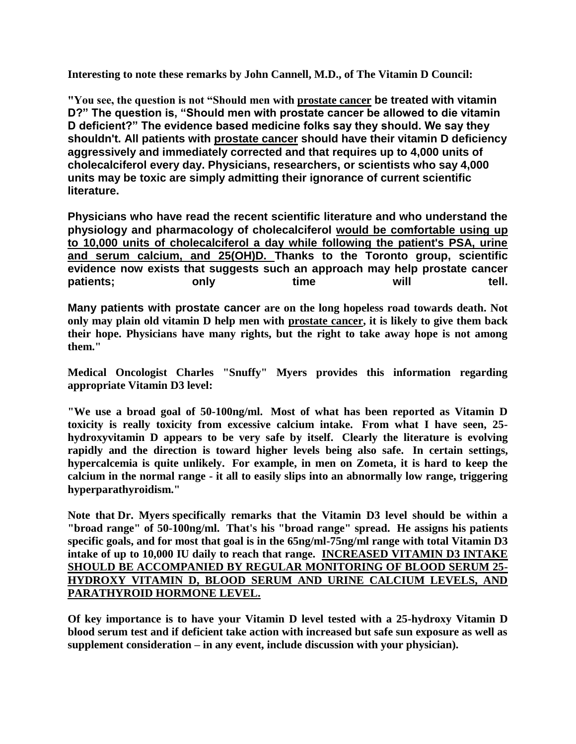**Interesting to note these remarks by John Cannell, M.D., of The Vitamin D Council:**

**"You see, the question is not "Should men with prostate cancer be treated with vitamin D?" The question is, "Should men with prostate cancer be allowed to die vitamin D deficient?" The evidence based medicine folks say they should. We say they shouldn't. All patients with prostate cancer should have their vitamin D deficiency aggressively and immediately corrected and that requires up to 4,000 units of cholecalciferol every day. Physicians, researchers, or scientists who say 4,000 units may be toxic are simply admitting their ignorance of current scientific literature.**

**Physicians who have read the recent scientific literature and who understand the physiology and pharmacology of cholecalciferol would be comfortable using up to 10,000 units of cholecalciferol a day while following the patient's PSA, urine and serum calcium, and 25(OH)D. Thanks to the Toronto group, scientific evidence now exists that suggests such an approach may help prostate cancer patients; only time will tell.**

**Many patients with prostate cancer are on the long hopeless road towards death. Not only may plain old vitamin D help men with prostate cancer, it is likely to give them back their hope. Physicians have many rights, but the right to take away hope is not among them."**

**Medical Oncologist Charles "Snuffy" Myers provides this information regarding appropriate Vitamin D3 level:**

**"We use a broad goal of 50-100ng/ml. Most of what has been reported as Vitamin D toxicity is really toxicity from excessive calcium intake. From what I have seen, 25-hydroxyvitamin D appears to be very safe by itself. Clearly the literature is evolving rapidly and the direction is toward higher levels being also safe. In certain settings, hypercalcemia is quite unlikely. For example, in men on Zometa, it is hard to keep the calcium in the normal range - it all to easily slips into an abnormally low range, triggering hyperparathyroidism."**

**Note that Dr. Myers specifically remarks that the Vitamin D3 level should be within a "broad range" of 50-100ng/ml. That's his "broad range" spread. He assigns his patients specific goals, and for most that goal is in the 65ng/ml-75ng/ml range with total Vitamin D3 intake of up to 10,000 IU daily to reach that range. INCREASED VITAMIN D3 INTAKE SHOULD BE ACCOMPANIED BY REGULAR MONITORING OF BLOOD SERUM 25-HYDROXY VITAMIN D, BLOOD SERUM AND URINE CALCIUM LEVELS, AND PARATHYROID HORMONE LEVEL.**

**Of key importance is to have your Vitamin D level tested with a 25-hydroxy Vitamin D blood serum test and if deficient take action with increased but safe sun exposure as well as supplement consideration – in any event, include discussion with your physician).**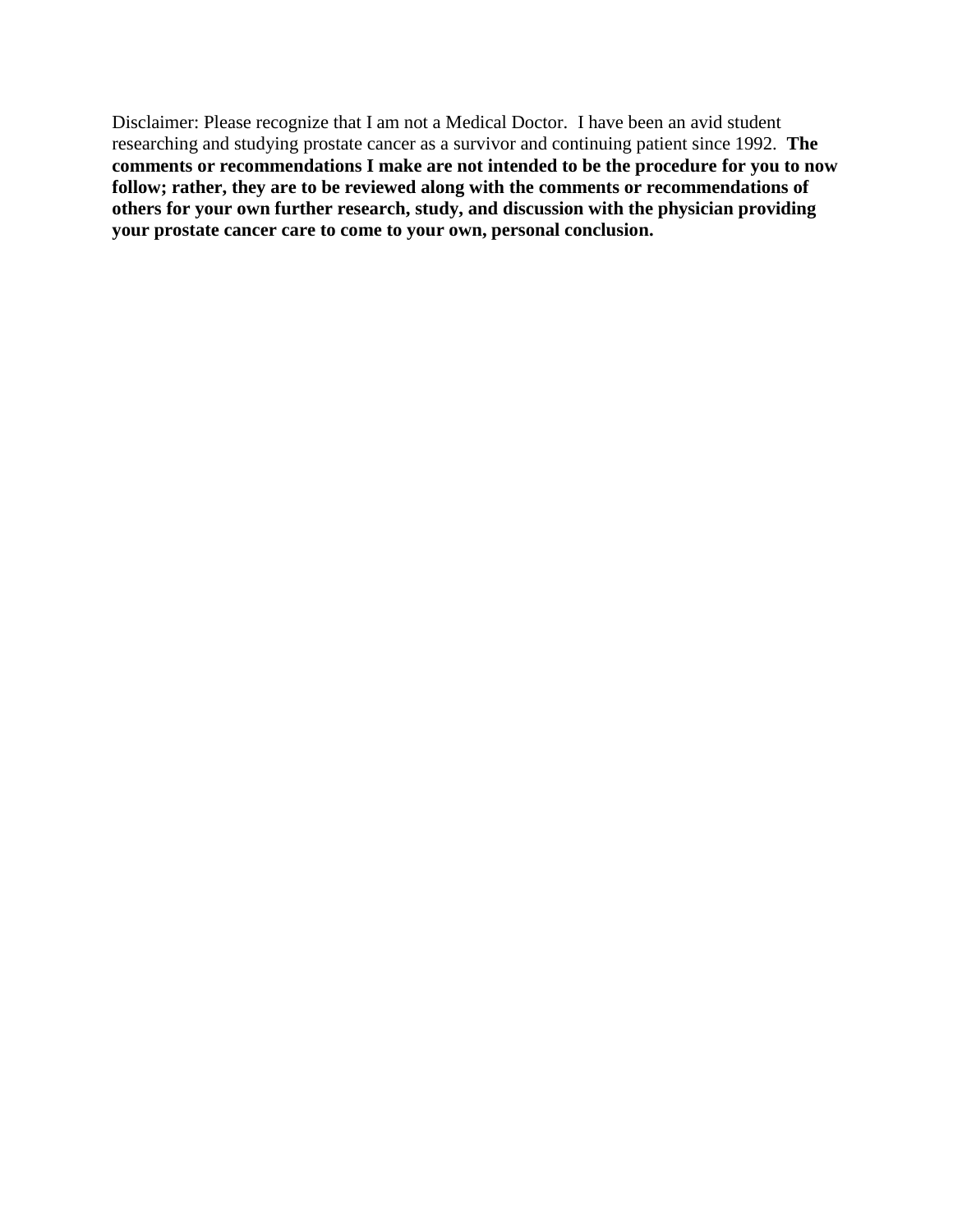Disclaimer: Please recognize that I am not a Medical Doctor. I have been an avid student researching and studying prostate cancer as a survivor and continuing patient since 1992. **The comments or recommendations I make are not intended to be the procedure for you to now follow; rather, they are to be reviewed along with the comments or recommendations of others for your own further research, study, and discussion with the physician providing your prostate cancer care to come to your own, personal conclusion.**